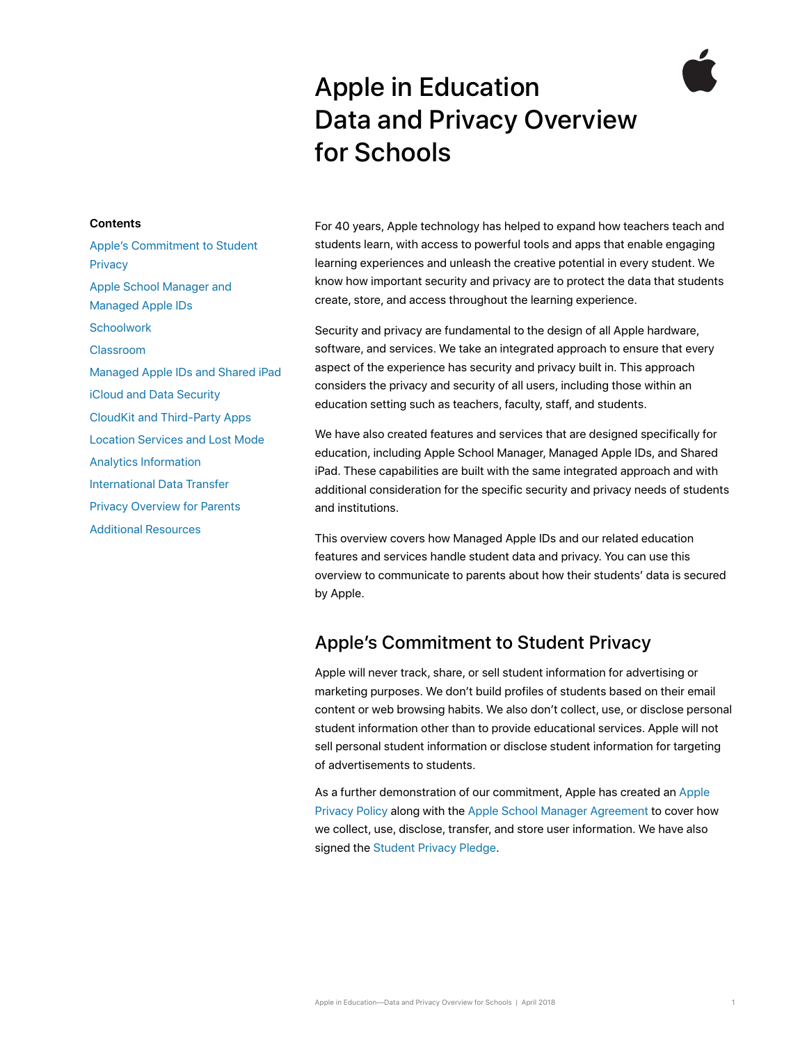# Apple in Education Data and Privacy Overview for Schools

**Contents**

- Apple's Commitment to Student Privacy
- Apple School Manager and Managed Apple IDs
- Schoolwork
- Classroom
- Managed Apple IDs and Shared iPad
- iCloud and Data Security
- CloudKit and Third-Party Apps
- Location Services and Lost Mode
- Analytics Information
- International Data Transfer
- Privacy Overview for Parents
- Additional Resources

For 40 years, Apple technology has helped to expand how teachers teach and students learn, with access to powerful tools and apps that enable engaging learning experiences and unleash the creative potential in every student. We know how important security and privacy are to protect the data that students create, store, and access throughout the learning experience.

Security and privacy are fundamental to the design of all Apple hardware, software, and services. We take an integrated approach to ensure that every aspect of the experience has security and privacy built in. This approach considers the privacy and security of all users, including those within an education setting such as teachers, faculty, staff, and students.

We have also created features and services that are designed specifically for education, including Apple School Manager, Managed Apple IDs, and Shared iPad. These capabilities are built with the same integrated approach and with additional consideration for the specific security and privacy needs of students and institutions.

This overview covers how Managed Apple IDs and our related education features and services handle student data and privacy. You can use this overview to communicate to parents about how their students' data is secured by Apple.

## Apple's Commitment to Student Privacy

Apple will never track, share, or sell student information for advertising or marketing purposes. We don't build profiles of students based on their email content or web browsing habits. We also don't collect, use, or disclose personal student information other than to provide educational services. Apple will not sell personal student information or disclose student information for targeting of advertisements to students.

As a further demonstration of our commitment, Apple has created an Apple Privacy Policy along with the Apple School Manager Agreement to cover how we collect, use, disclose, transfer, and store user information. We have also signed the Student Privacy Pledge.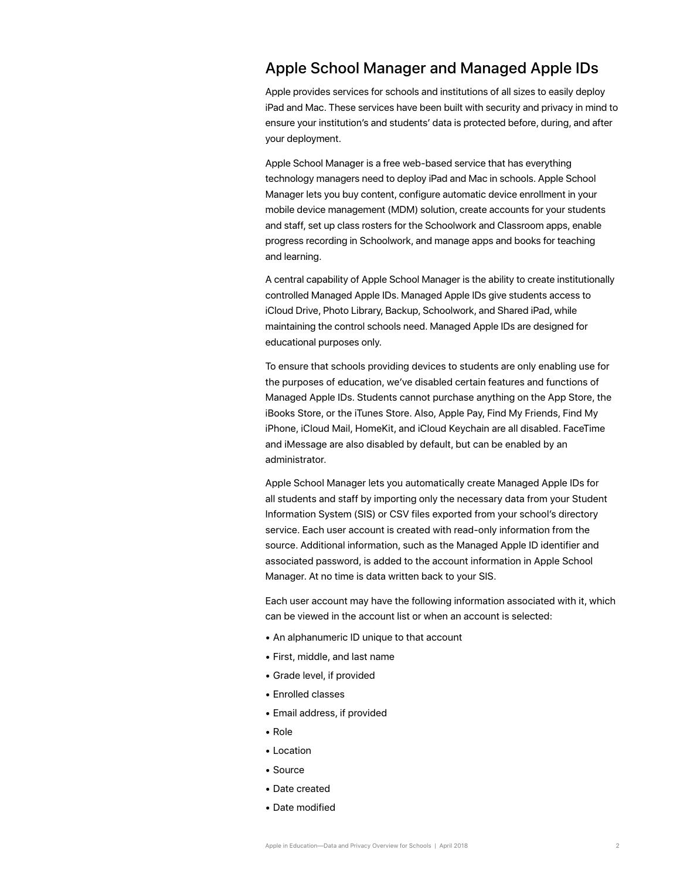## Apple School Manager and Managed Apple IDs

Apple provides services for schools and institutions of all sizes to easily deploy iPad and Mac. These services have been built with security and privacy in mind to ensure your institution's and students' data is protected before, during, and after your deployment.

Apple School Manager is a free web-based service that has everything technology managers need to deploy iPad and Mac in schools. Apple School Manager lets you buy content, configure automatic device enrollment in your mobile device management (MDM) solution, create accounts for your students and staff, set up class rosters for the Schoolwork and Classroom apps, enable progress recording in Schoolwork, and manage apps and books for teaching and learning.

A central capability of Apple School Manager is the ability to create institutionally controlled Managed Apple IDs. Managed Apple IDs give students access to iCloud Drive, Photo Library, Backup, Schoolwork, and Shared iPad, while maintaining the control schools need. Managed Apple IDs are designed for educational purposes only.

To ensure that schools providing devices to students are only enabling use for the purposes of education, we've disabled certain features and functions of Managed Apple IDs. Students cannot purchase anything on the App Store, the iBooks Store, or the iTunes Store. Also, Apple Pay, Find My Friends, Find My iPhone, iCloud Mail, HomeKit, and iCloud Keychain are all disabled. FaceTime and iMessage are also disabled by default, but can be enabled by an administrator.

Apple School Manager lets you automatically create Managed Apple IDs for all students and staff by importing only the necessary data from your Student Information System (SIS) or CSV files exported from your school's directory service. Each user account is created with read-only information from the source. Additional information, such as the Managed Apple ID identifier and associated password, is added to the account information in Apple School Manager. At no time is data written back to your SIS.

Each user account may have the following information associated with it, which can be viewed in the account list or when an account is selected:

- An alphanumeric ID unique to that account
- First, middle, and last name
- Grade level, if provided
- Enrolled classes
- Email address, if provided
- Role
- Location
- Source
- Date created
- Date modified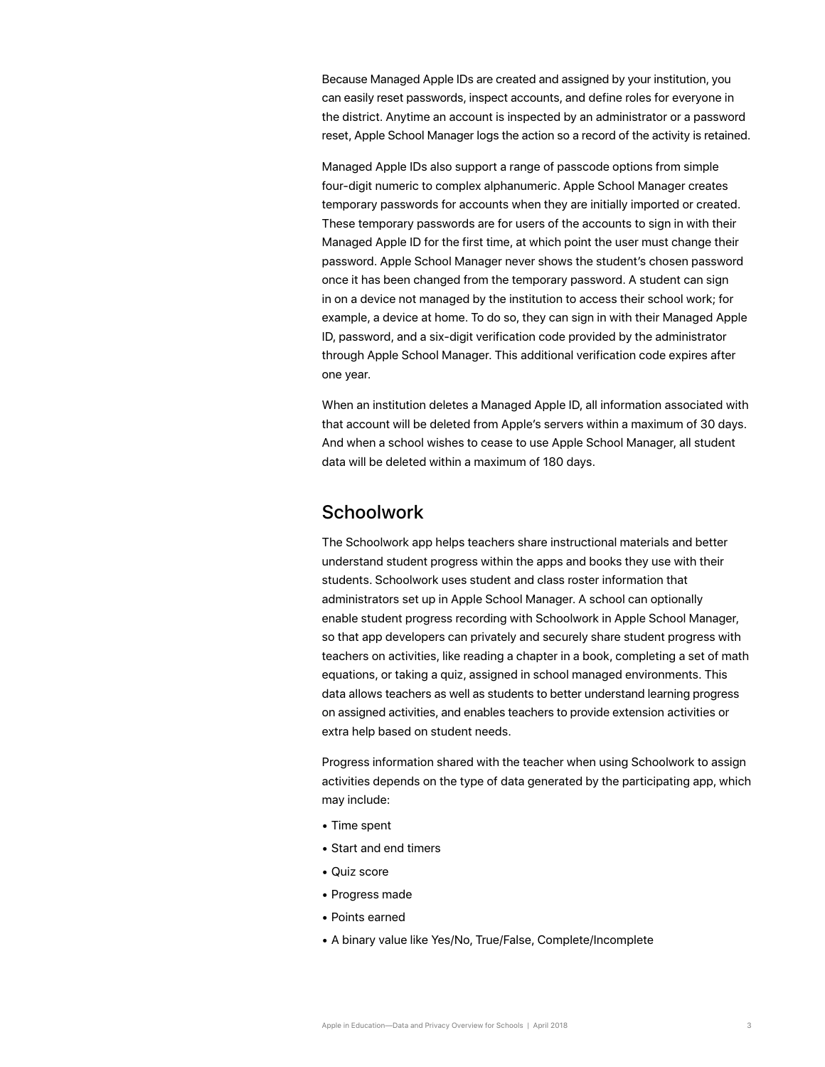Because Managed Apple IDs are created and assigned by your institution, you can easily reset passwords, inspect accounts, and define roles for everyone in the district. Anytime an account is inspected by an administrator or a password reset, Apple School Manager logs the action so a record of the activity is retained.

Managed Apple IDs also support a range of passcode options from simple four-digit numeric to complex alphanumeric. Apple School Manager creates temporary passwords for accounts when they are initially imported or created. These temporary passwords are for users of the accounts to sign in with their Managed Apple ID for the first time, at which point the user must change their password. Apple School Manager never shows the student's chosen password once it has been changed from the temporary password. A student can sign in on a device not managed by the institution to access their school work; for example, a device at home. To do so, they can sign in with their Managed Apple ID, password, and a six-digit verification code provided by the administrator through Apple School Manager. This additional verification code expires after one year.

When an institution deletes a Managed Apple ID, all information associated with that account will be deleted from Apple's servers within a maximum of 30 days. And when a school wishes to cease to use Apple School Manager, all student data will be deleted within a maximum of 180 days.

## Schoolwork

The Schoolwork app helps teachers share instructional materials and better understand student progress within the apps and books they use with their students. Schoolwork uses student and class roster information that administrators set up in Apple School Manager. A school can optionally enable student progress recording with Schoolwork in Apple School Manager, so that app developers can privately and securely share student progress with teachers on activities, like reading a chapter in a book, completing a set of math equations, or taking a quiz, assigned in school managed environments. This data allows teachers as well as students to better understand learning progress on assigned activities, and enables teachers to provide extension activities or extra help based on student needs.

Progress information shared with the teacher when using Schoolwork to assign activities depends on the type of data generated by the participating app, which may include:

- Time spent
- Start and end timers
- Quiz score
- Progress made
- Points earned
- A binary value like Yes/No, True/False, Complete/Incomplete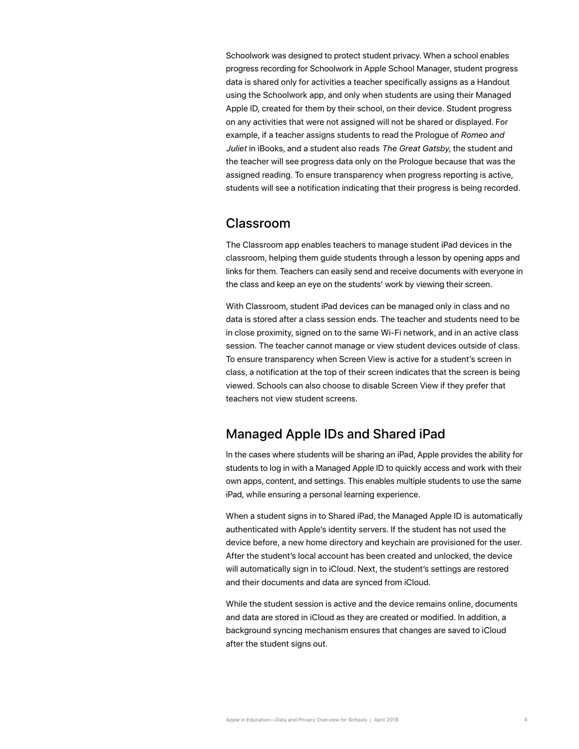Schoolwork was designed to protect student privacy. When a school enables progress recording for Schoolwork in Apple School Manager, student progress data is shared only for activities a teacher specifically assigns as a Handout using the Schoolwork app, and only when students are using their Managed Apple ID, created for them by their school, on their device. Student progress on any activities that were not assigned will not be shared or displayed. For example, if a teacher assigns students to read the Prologue of *Romeo and Juliet* in iBooks, and a student also reads *The Great Gatsby*, the student and the teacher will see progress data only on the Prologue because that was the assigned reading. To ensure transparency when progress reporting is active, students will see a notification indicating that their progress is being recorded.

## Classroom

The Classroom app enables teachers to manage student iPad devices in the classroom, helping them guide students through a lesson by opening apps and links for them. Teachers can easily send and receive documents with everyone in the class and keep an eye on the students' work by viewing their screen.

With Classroom, student iPad devices can be managed only in class and no data is stored after a class session ends. The teacher and students need to be in close proximity, signed on to the same Wi-Fi network, and in an active class session. The teacher cannot manage or view student devices outside of class. To ensure transparency when Screen View is active for a student's screen in class, a notification at the top of their screen indicates that the screen is being viewed. Schools can also choose to disable Screen View if they prefer that teachers not view student screens.

## Managed Apple IDs and Shared iPad

In the cases where students will be sharing an iPad, Apple provides the ability for students to log in with a Managed Apple ID to quickly access and work with their own apps, content, and settings. This enables multiple students to use the same iPad, while ensuring a personal learning experience.

When a student signs in to Shared iPad, the Managed Apple ID is automatically authenticated with Apple's identity servers. If the student has not used the device before, a new home directory and keychain are provisioned for the user. After the student's local account has been created and unlocked, the device will automatically sign in to iCloud. Next, the student's settings are restored and their documents and data are synced from iCloud.

While the student session is active and the device remains online, documents and data are stored in iCloud as they are created or modified. In addition, a background syncing mechanism ensures that changes are saved to iCloud after the student signs out.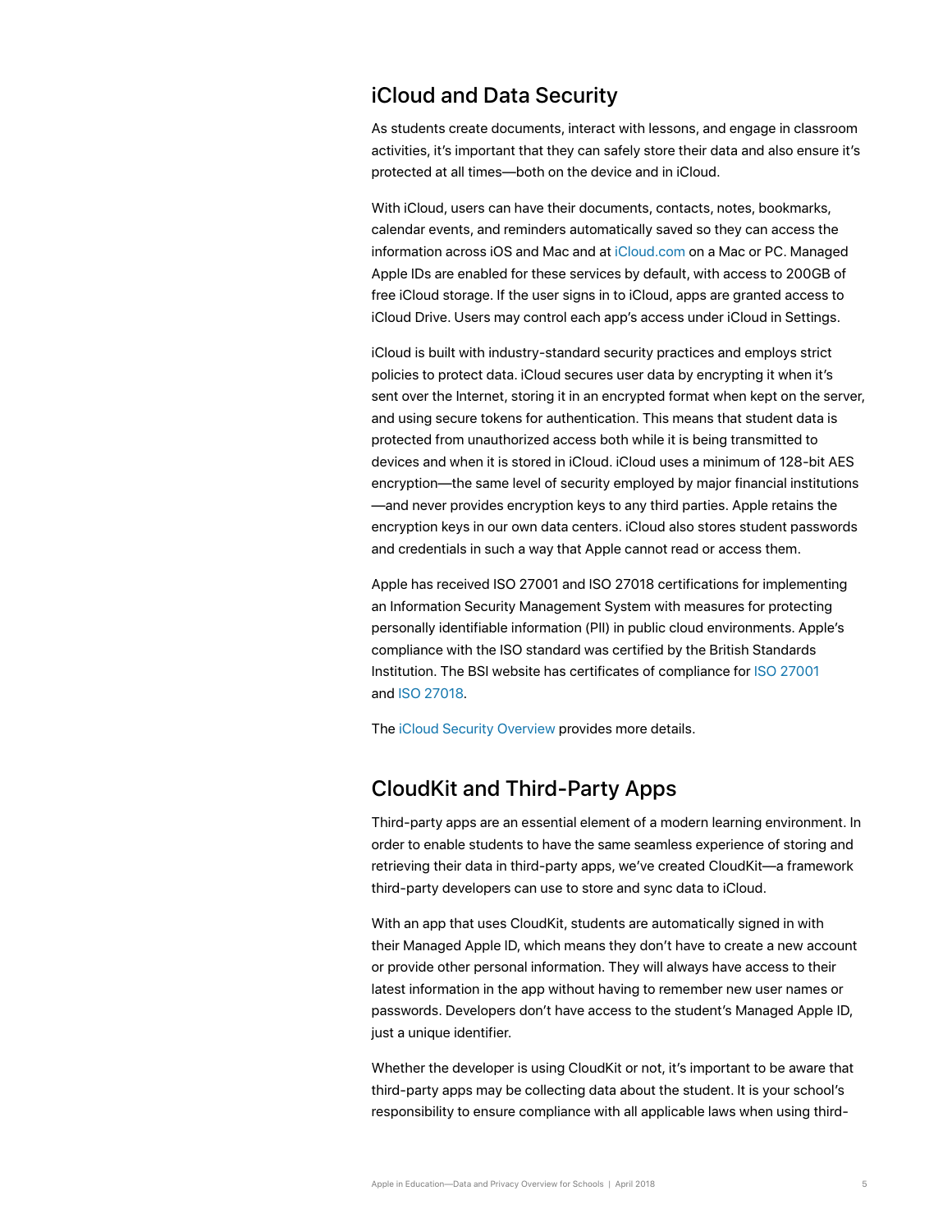## iCloud and Data Security

As students create documents, interact with lessons, and engage in classroom activities, it's important that they can safely store their data and also ensure it's protected at all times—both on the device and in iCloud.

With iCloud, users can have their documents, contacts, notes, bookmarks, calendar events, and reminders automatically saved so they can access the information across iOS and Mac and at iCloud.com on a Mac or PC. Managed Apple IDs are enabled for these services by default, with access to 200GB of free iCloud storage. If the user signs in to iCloud, apps are granted access to iCloud Drive. Users may control each app's access under iCloud in Settings.

iCloud is built with industry-standard security practices and employs strict policies to protect data. iCloud secures user data by encrypting it when it's sent over the Internet, storing it in an encrypted format when kept on the server, and using secure tokens for authentication. This means that student data is protected from unauthorized access both while it is being transmitted to devices and when it is stored in iCloud. iCloud uses a minimum of 128-bit AES encryption—the same level of security employed by major financial institutions—and never provides encryption keys to any third parties. Apple retains the encryption keys in our own data centers. iCloud also stores student passwords and credentials in such a way that Apple cannot read or access them.

Apple has received ISO 27001 and ISO 27018 certifications for implementing an Information Security Management System with measures for protecting personally identifiable information (PII) in public cloud environments. Apple's compliance with the ISO standard was certified by the British Standards Institution. The BSI website has certificates of compliance for ISO 27001 and ISO 27018.

The iCloud Security Overview provides more details.

## CloudKit and Third-Party Apps

Third-party apps are an essential element of a modern learning environment. In order to enable students to have the same seamless experience of storing and retrieving their data in third-party apps, we've created CloudKit—a framework third-party developers can use to store and sync data to iCloud.

With an app that uses CloudKit, students are automatically signed in with their Managed Apple ID, which means they don't have to create a new account or provide other personal information. They will always have access to their latest information in the app without having to remember new user names or passwords. Developers don't have access to the student's Managed Apple ID, just a unique identifier.

Whether the developer is using CloudKit or not, it's important to be aware that third-party apps may be collecting data about the student. It is your school's responsibility to ensure compliance with all applicable laws when using third-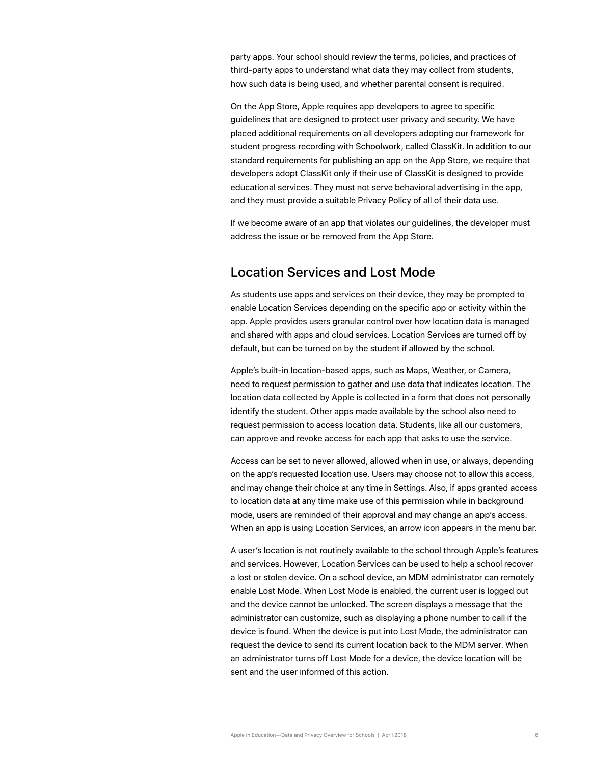party apps. Your school should review the terms, policies, and practices of third-party apps to understand what data they may collect from students, how such data is being used, and whether parental consent is required.

On the App Store, Apple requires app developers to agree to specific guidelines that are designed to protect user privacy and security. We have placed additional requirements on all developers adopting our framework for student progress recording with Schoolwork, called ClassKit. In addition to our standard requirements for publishing an app on the App Store, we require that developers adopt ClassKit only if their use of ClassKit is designed to provide educational services. They must not serve behavioral advertising in the app, and they must provide a suitable Privacy Policy of all of their data use.

If we become aware of an app that violates our guidelines, the developer must address the issue or be removed from the App Store.

## Location Services and Lost Mode

As students use apps and services on their device, they may be prompted to enable Location Services depending on the specific app or activity within the app. Apple provides users granular control over how location data is managed and shared with apps and cloud services. Location Services are turned off by default, but can be turned on by the student if allowed by the school.

Apple's built-in location-based apps, such as Maps, Weather, or Camera, need to request permission to gather and use data that indicates location. The location data collected by Apple is collected in a form that does not personally identify the student. Other apps made available by the school also need to request permission to access location data. Students, like all our customers, can approve and revoke access for each app that asks to use the service.

Access can be set to never allowed, allowed when in use, or always, depending on the app's requested location use. Users may choose not to allow this access, and may change their choice at any time in Settings. Also, if apps granted access to location data at any time make use of this permission while in background mode, users are reminded of their approval and may change an app's access. When an app is using Location Services, an arrow icon appears in the menu bar.

A user's location is not routinely available to the school through Apple's features and services. However, Location Services can be used to help a school recover a lost or stolen device. On a school device, an MDM administrator can remotely enable Lost Mode. When Lost Mode is enabled, the current user is logged out and the device cannot be unlocked. The screen displays a message that the administrator can customize, such as displaying a phone number to call if the device is found. When the device is put into Lost Mode, the administrator can request the device to send its current location back to the MDM server. When an administrator turns off Lost Mode for a device, the device location will be sent and the user informed of this action.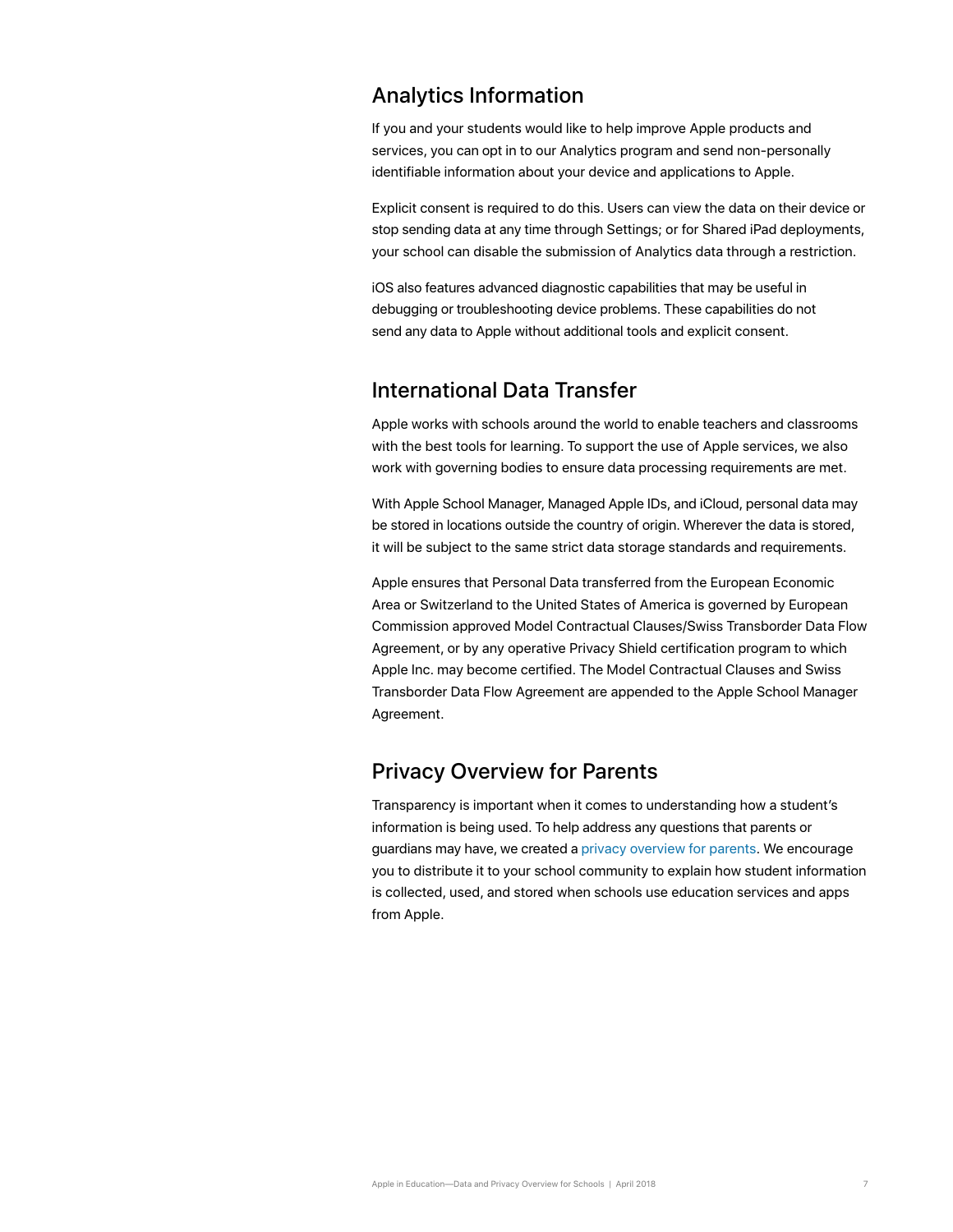## Analytics Information

If you and your students would like to help improve Apple products and services, you can opt in to our Analytics program and send non-personally identifiable information about your device and applications to Apple.

Explicit consent is required to do this. Users can view the data on their device or stop sending data at any time through Settings; or for Shared iPad deployments, your school can disable the submission of Analytics data through a restriction.

iOS also features advanced diagnostic capabilities that may be useful in debugging or troubleshooting device problems. These capabilities do not send any data to Apple without additional tools and explicit consent.

## International Data Transfer

Apple works with schools around the world to enable teachers and classrooms with the best tools for learning. To support the use of Apple services, we also work with governing bodies to ensure data processing requirements are met.

With Apple School Manager, Managed Apple IDs, and iCloud, personal data may be stored in locations outside the country of origin. Wherever the data is stored, it will be subject to the same strict data storage standards and requirements.

Apple ensures that Personal Data transferred from the European Economic Area or Switzerland to the United States of America is governed by European Commission approved Model Contractual Clauses/Swiss Transborder Data Flow Agreement, or by any operative Privacy Shield certification program to which Apple Inc. may become certified. The Model Contractual Clauses and Swiss Transborder Data Flow Agreement are appended to the Apple School Manager Agreement.

## Privacy Overview for Parents

Transparency is important when it comes to understanding how a student's information is being used. To help address any questions that parents or guardians may have, we created a privacy overview for parents. We encourage you to distribute it to your school community to explain how student information is collected, used, and stored when schools use education services and apps from Apple.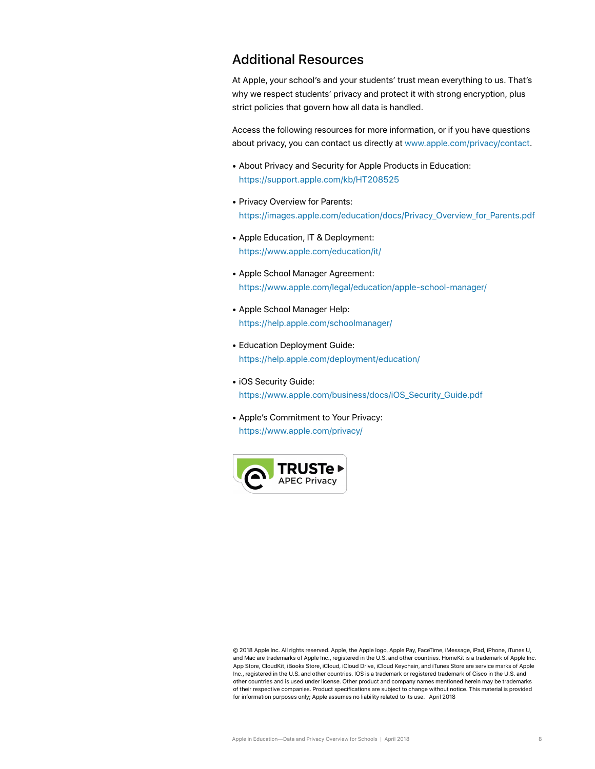## Additional Resources

At Apple, your school's and your students' trust mean everything to us. That's why we respect students' privacy and protect it with strong encryption, plus strict policies that govern how all data is handled.

Access the following resources for more information, or if you have questions about privacy, you can contact us directly at www.apple.com/privacy/contact.

- About Privacy and Security for Apple Products in Education: https://support.apple.com/kb/HT208525
- Privacy Overview for Parents: https://images.apple.com/education/docs/Privacy_Overview_for_Parents.pdf
- Apple Education, IT & Deployment: https://www.apple.com/education/it/
- Apple School Manager Agreement: https://www.apple.com/legal/education/apple-school-manager/
- Apple School Manager Help: https://help.apple.com/schoolmanager/
- Education Deployment Guide: https://help.apple.com/deployment/education/
- iOS Security Guide: https://www.apple.com/business/docs/iOS_Security_Guide.pdf
- Apple's Commitment to Your Privacy: https://www.apple.com/privacy/

TRUSTe APEC Privacy

© 2018 Apple Inc. All rights reserved. Apple, the Apple logo, Apple Pay, FaceTime, iMessage, iPad, iPhone, iTunes U, and Mac are trademarks of Apple Inc., registered in the U.S. and other countries. HomeKit is a trademark of Apple Inc. App Store, CloudKit, iBooks Store, iCloud, iCloud Drive, iCloud Keychain, and iTunes Store are service marks of Apple Inc., registered in the U.S. and other countries. IOS is a trademark or registered trademark of Cisco in the U.S. and other countries and is used under license. Other product and company names mentioned herein may be trademarks of their respective companies. Product specifications are subject to change without notice. This material is provided for information purposes only; Apple assumes no liability related to its use. April 2018